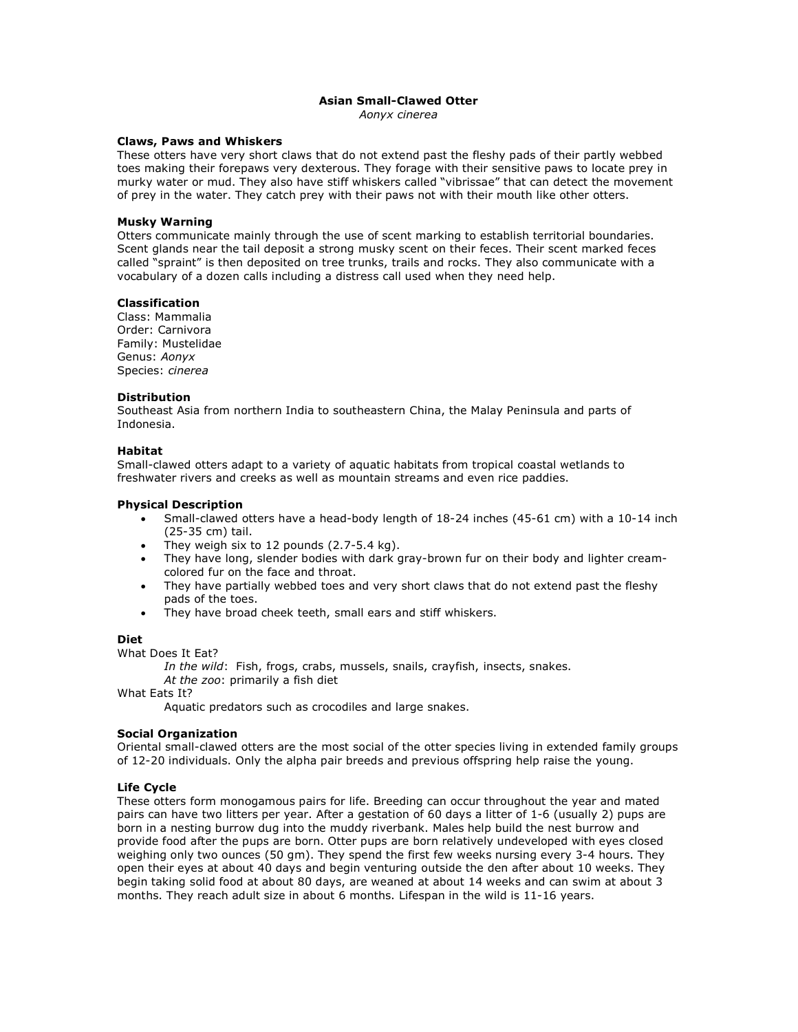# Asian Small-Clawed Otter

*Aonyx cinerea*

### Claws, Paws and Whiskers

These otters have very short claws that do not extend past the fleshy pads of their partly webbed toes making their forepaws very dexterous. They forage with their sensitive paws to locate prey in murky water or mud. They also have stiff whiskers called "vibrissae" that can detect the movement of prey in the water. They catch prey with their paws not with their mouth like other otters.

### Musky Warning

Otters communicate mainly through the use of scent marking to establish territorial boundaries. Scent glands near the tail deposit a strong musky scent on their feces. Their scent marked feces called "spraint" is then deposited on tree trunks, trails and rocks. They also communicate with a vocabulary of a dozen calls including a distress call used when they need help.

### Classification

Class: Mammalia
Order: Carnivora
Family: Mustelidae
Genus: *Aonyx*
Species: *cinerea*

### Distribution

Southeast Asia from northern India to southeastern China, the Malay Peninsula and parts of Indonesia.

### Habitat

Small-clawed otters adapt to a variety of aquatic habitats from tropical coastal wetlands to freshwater rivers and creeks as well as mountain streams and even rice paddies.

### Physical Description

- Small-clawed otters have a head-body length of 18-24 inches (45-61 cm) with a 10-14 inch (25-35 cm) tail.
- They weigh six to 12 pounds (2.7-5.4 kg).
- They have long, slender bodies with dark gray-brown fur on their body and lighter cream-colored fur on the face and throat.
- They have partially webbed toes and very short claws that do not extend past the fleshy pads of the toes.
- They have broad cheek teeth, small ears and stiff whiskers.

### Diet

What Does It Eat?

*In the wild*: Fish, frogs, crabs, mussels, snails, crayfish, insects, snakes.
*At the zoo*: primarily a fish diet

What Eats It?

Aquatic predators such as crocodiles and large snakes.

### Social Organization

Oriental small-clawed otters are the most social of the otter species living in extended family groups of 12-20 individuals. Only the alpha pair breeds and previous offspring help raise the young.

### Life Cycle

These otters form monogamous pairs for life. Breeding can occur throughout the year and mated pairs can have two litters per year. After a gestation of 60 days a litter of 1-6 (usually 2) pups are born in a nesting burrow dug into the muddy riverbank. Males help build the nest burrow and provide food after the pups are born. Otter pups are born relatively undeveloped with eyes closed weighing only two ounces (50 gm). They spend the first few weeks nursing every 3-4 hours. They open their eyes at about 40 days and begin venturing outside the den after about 10 weeks. They begin taking solid food at about 80 days, are weaned at about 14 weeks and can swim at about 3 months. They reach adult size in about 6 months. Lifespan in the wild is 11-16 years.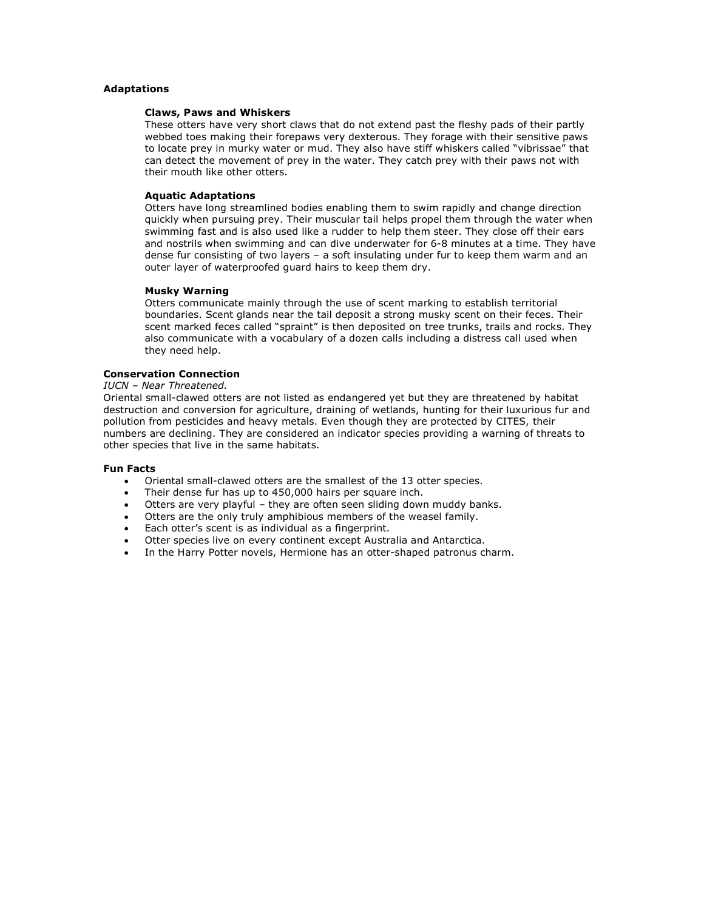## Adaptations

### Claws, Paws and Whiskers

These otters have very short claws that do not extend past the fleshy pads of their partly webbed toes making their forepaws very dexterous. They forage with their sensitive paws to locate prey in murky water or mud. They also have stiff whiskers called "vibrissae" that can detect the movement of prey in the water. They catch prey with their paws not with their mouth like other otters.

### Aquatic Adaptations

Otters have long streamlined bodies enabling them to swim rapidly and change direction quickly when pursuing prey. Their muscular tail helps propel them through the water when swimming fast and is also used like a rudder to help them steer. They close off their ears and nostrils when swimming and can dive underwater for 6-8 minutes at a time. They have dense fur consisting of two layers – a soft insulating under fur to keep them warm and an outer layer of waterproofed guard hairs to keep them dry.

### Musky Warning

Otters communicate mainly through the use of scent marking to establish territorial boundaries. Scent glands near the tail deposit a strong musky scent on their feces. Their scent marked feces called "spraint" is then deposited on tree trunks, trails and rocks. They also communicate with a vocabulary of a dozen calls including a distress call used when they need help.

## Conservation Connection

*IUCN – Near Threatened.*

Oriental small-clawed otters are not listed as endangered yet but they are threatened by habitat destruction and conversion for agriculture, draining of wetlands, hunting for their luxurious fur and pollution from pesticides and heavy metals. Even though they are protected by CITES, their numbers are declining. They are considered an indicator species providing a warning of threats to other species that live in the same habitats.

## Fun Facts

- Oriental small-clawed otters are the smallest of the 13 otter species.
- Their dense fur has up to 450,000 hairs per square inch.
- Otters are very playful – they are often seen sliding down muddy banks.
- Otters are the only truly amphibious members of the weasel family.
- Each otter's scent is as individual as a fingerprint.
- Otter species live on every continent except Australia and Antarctica.
- In the Harry Potter novels, Hermione has an otter-shaped patronus charm.